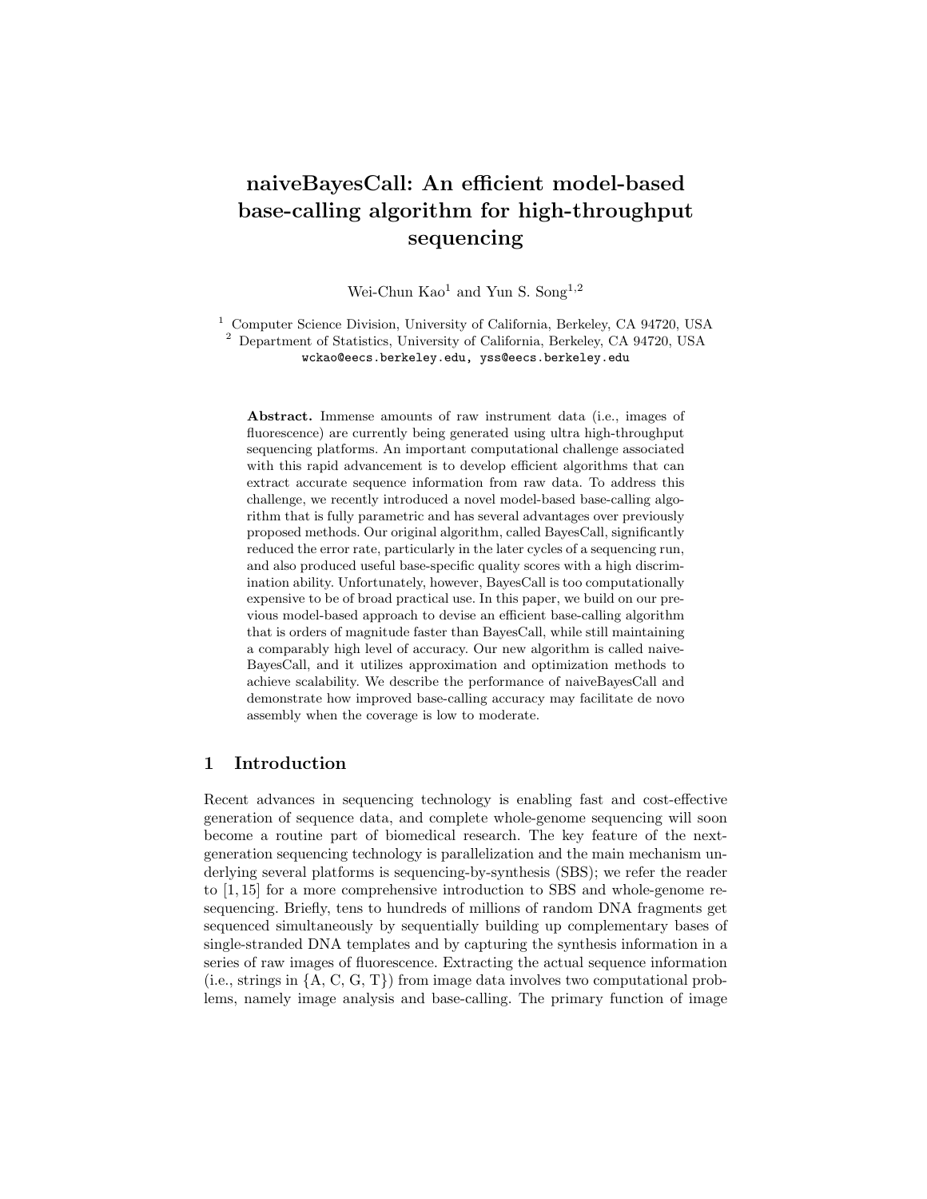# naiveBayesCall: An efficient model-based base-calling algorithm for high-throughput sequencing

Wei-Chun Kao[1] and Yun S. Song[1,2]

[1] Computer Science Division, University of California, Berkeley, CA 94720, USA
[2] Department of Statistics, University of California, Berkeley, CA 94720, USA
`wckao@eecs.berkeley.edu, yss@eecs.berkeley.edu`

**Abstract.** Immense amounts of raw instrument data (i.e., images of fluorescence) are currently being generated using ultra high-throughput sequencing platforms. An important computational challenge associated with this rapid advancement is to develop efficient algorithms that can extract accurate sequence information from raw data. To address this challenge, we recently introduced a novel model-based base-calling algorithm that is fully parametric and has several advantages over previously proposed methods. Our original algorithm, called BayesCall, significantly reduced the error rate, particularly in the later cycles of a sequencing run, and also produced useful base-specific quality scores with a high discrimination ability. Unfortunately, however, BayesCall is too computationally expensive to be of broad practical use. In this paper, we build on our previous model-based approach to devise an efficient base-calling algorithm that is orders of magnitude faster than BayesCall, while still maintaining a comparably high level of accuracy. Our new algorithm is called naiveBayesCall, and it utilizes approximation and optimization methods to achieve scalability. We describe the performance of naiveBayesCall and demonstrate how improved base-calling accuracy may facilitate de novo assembly when the coverage is low to moderate.

## 1 Introduction

Recent advances in sequencing technology is enabling fast and cost-effective generation of sequence data, and complete whole-genome sequencing will soon become a routine part of biomedical research. The key feature of the next-generation sequencing technology is parallelization and the main mechanism underlying several platforms is sequencing-by-synthesis (SBS); we refer the reader to [1, 15] for a more comprehensive introduction to SBS and whole-genome re-sequencing. Briefly, tens to hundreds of millions of random DNA fragments get sequenced simultaneously by sequentially building up complementary bases of single-stranded DNA templates and by capturing the synthesis information in a series of raw images of fluorescence. Extracting the actual sequence information (i.e., strings in {A, C, G, T}) from image data involves two computational problems, namely image analysis and base-calling. The primary function of image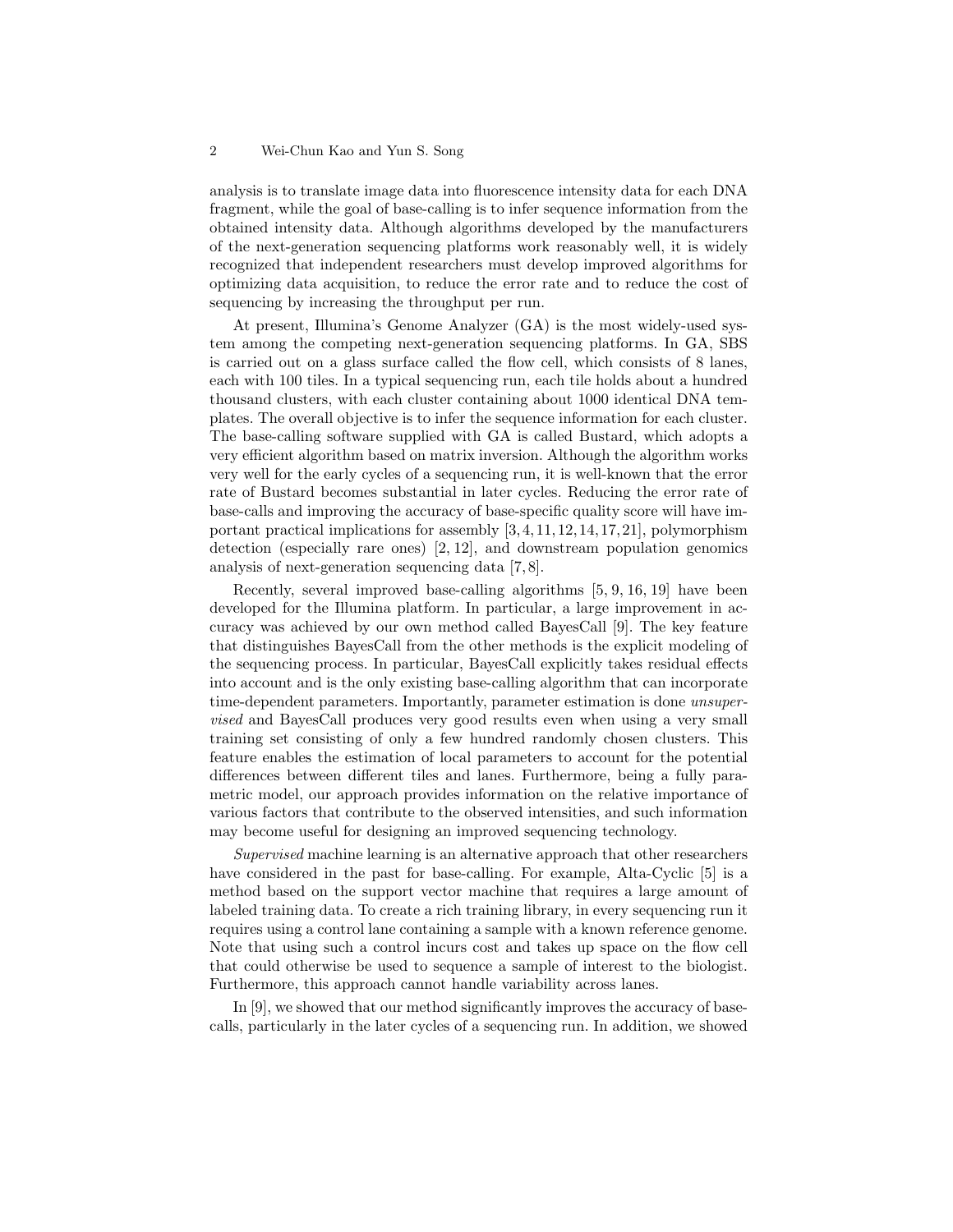analysis is to translate image data into fluorescence intensity data for each DNA fragment, while the goal of base-calling is to infer sequence information from the obtained intensity data. Although algorithms developed by the manufacturers of the next-generation sequencing platforms work reasonably well, it is widely recognized that independent researchers must develop improved algorithms for optimizing data acquisition, to reduce the error rate and to reduce the cost of sequencing by increasing the throughput per run.

At present, Illumina's Genome Analyzer (GA) is the most widely-used system among the competing next-generation sequencing platforms. In GA, SBS is carried out on a glass surface called the flow cell, which consists of 8 lanes, each with 100 tiles. In a typical sequencing run, each tile holds about a hundred thousand clusters, with each cluster containing about 1000 identical DNA templates. The overall objective is to infer the sequence information for each cluster. The base-calling software supplied with GA is called Bustard, which adopts a very efficient algorithm based on matrix inversion. Although the algorithm works very well for the early cycles of a sequencing run, it is well-known that the error rate of Bustard becomes substantial in later cycles. Reducing the error rate of base-calls and improving the accuracy of base-specific quality score will have important practical implications for assembly [3, 4, 11, 12, 14, 17, 21], polymorphism detection (especially rare ones) [2, 12], and downstream population genomics analysis of next-generation sequencing data [7, 8].

Recently, several improved base-calling algorithms [5, 9, 16, 19] have been developed for the Illumina platform. In particular, a large improvement in accuracy was achieved by our own method called BayesCall [9]. The key feature that distinguishes BayesCall from the other methods is the explicit modeling of the sequencing process. In particular, BayesCall explicitly takes residual effects into account and is the only existing base-calling algorithm that can incorporate time-dependent parameters. Importantly, parameter estimation is done *unsupervised* and BayesCall produces very good results even when using a very small training set consisting of only a few hundred randomly chosen clusters. This feature enables the estimation of local parameters to account for the potential differences between different tiles and lanes. Furthermore, being a fully parametric model, our approach provides information on the relative importance of various factors that contribute to the observed intensities, and such information may become useful for designing an improved sequencing technology.

*Supervised* machine learning is an alternative approach that other researchers have considered in the past for base-calling. For example, Alta-Cyclic [5] is a method based on the support vector machine that requires a large amount of labeled training data. To create a rich training library, in every sequencing run it requires using a control lane containing a sample with a known reference genome. Note that using such a control incurs cost and takes up space on the flow cell that could otherwise be used to sequence a sample of interest to the biologist. Furthermore, this approach cannot handle variability across lanes.

In [9], we showed that our method significantly improves the accuracy of base-calls, particularly in the later cycles of a sequencing run. In addition, we showed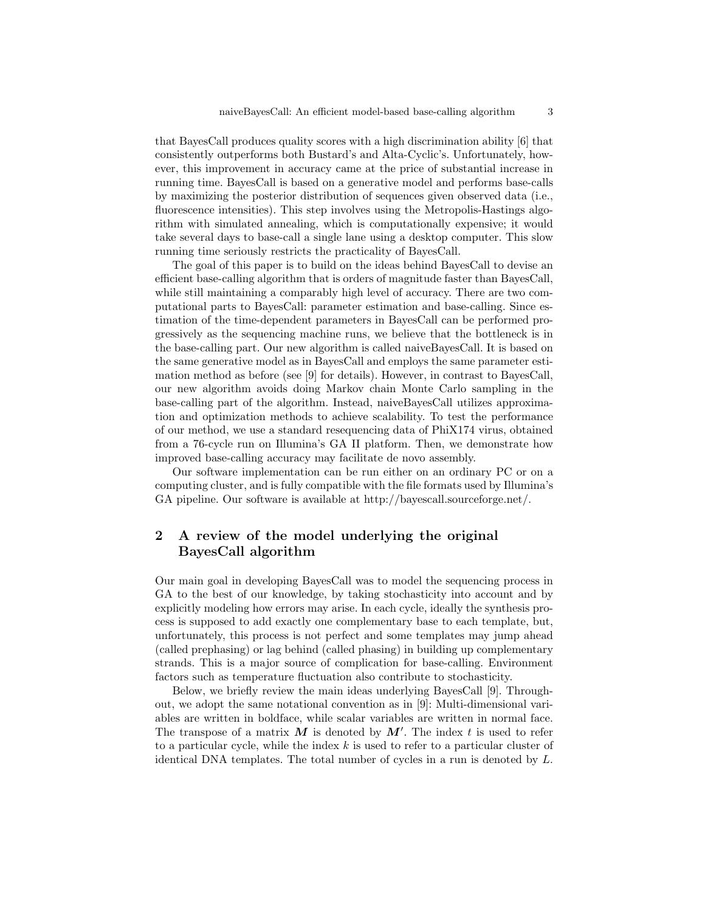that BayesCall produces quality scores with a high discrimination ability [6] that consistently outperforms both Bustard's and Alta-Cyclic's. Unfortunately, however, this improvement in accuracy came at the price of substantial increase in running time. BayesCall is based on a generative model and performs base-calls by maximizing the posterior distribution of sequences given observed data (i.e., fluorescence intensities). This step involves using the Metropolis-Hastings algorithm with simulated annealing, which is computationally expensive; it would take several days to base-call a single lane using a desktop computer. This slow running time seriously restricts the practicality of BayesCall.

The goal of this paper is to build on the ideas behind BayesCall to devise an efficient base-calling algorithm that is orders of magnitude faster than BayesCall, while still maintaining a comparably high level of accuracy. There are two computational parts to BayesCall: parameter estimation and base-calling. Since estimation of the time-dependent parameters in BayesCall can be performed progressively as the sequencing machine runs, we believe that the bottleneck is in the base-calling part. Our new algorithm is called naiveBayesCall. It is based on the same generative model as in BayesCall and employs the same parameter estimation method as before (see [9] for details). However, in contrast to BayesCall, our new algorithm avoids doing Markov chain Monte Carlo sampling in the base-calling part of the algorithm. Instead, naiveBayesCall utilizes approximation and optimization methods to achieve scalability. To test the performance of our method, we use a standard resequencing data of PhiX174 virus, obtained from a 76-cycle run on Illumina's GA II platform. Then, we demonstrate how improved base-calling accuracy may facilitate de novo assembly.

Our software implementation can be run either on an ordinary PC or on a computing cluster, and is fully compatible with the file formats used by Illumina's GA pipeline. Our software is available at http://bayescall.sourceforge.net/.

## 2 A review of the model underlying the original BayesCall algorithm

Our main goal in developing BayesCall was to model the sequencing process in GA to the best of our knowledge, by taking stochasticity into account and by explicitly modeling how errors may arise. In each cycle, ideally the synthesis process is supposed to add exactly one complementary base to each template, but, unfortunately, this process is not perfect and some templates may jump ahead (called prephasing) or lag behind (called phasing) in building up complementary strands. This is a major source of complication for base-calling. Environment factors such as temperature fluctuation also contribute to stochasticity.

Below, we briefly review the main ideas underlying BayesCall [9]. Throughout, we adopt the same notational convention as in [9]: Multi-dimensional variables are written in boldface, while scalar variables are written in normal face. The transpose of a matrix $\boldsymbol{M}$ is denoted by $\boldsymbol{M}'$. The index $t$ is used to refer to a particular cycle, while the index $k$ is used to refer to a particular cluster of identical DNA templates. The total number of cycles in a run is denoted by $L$.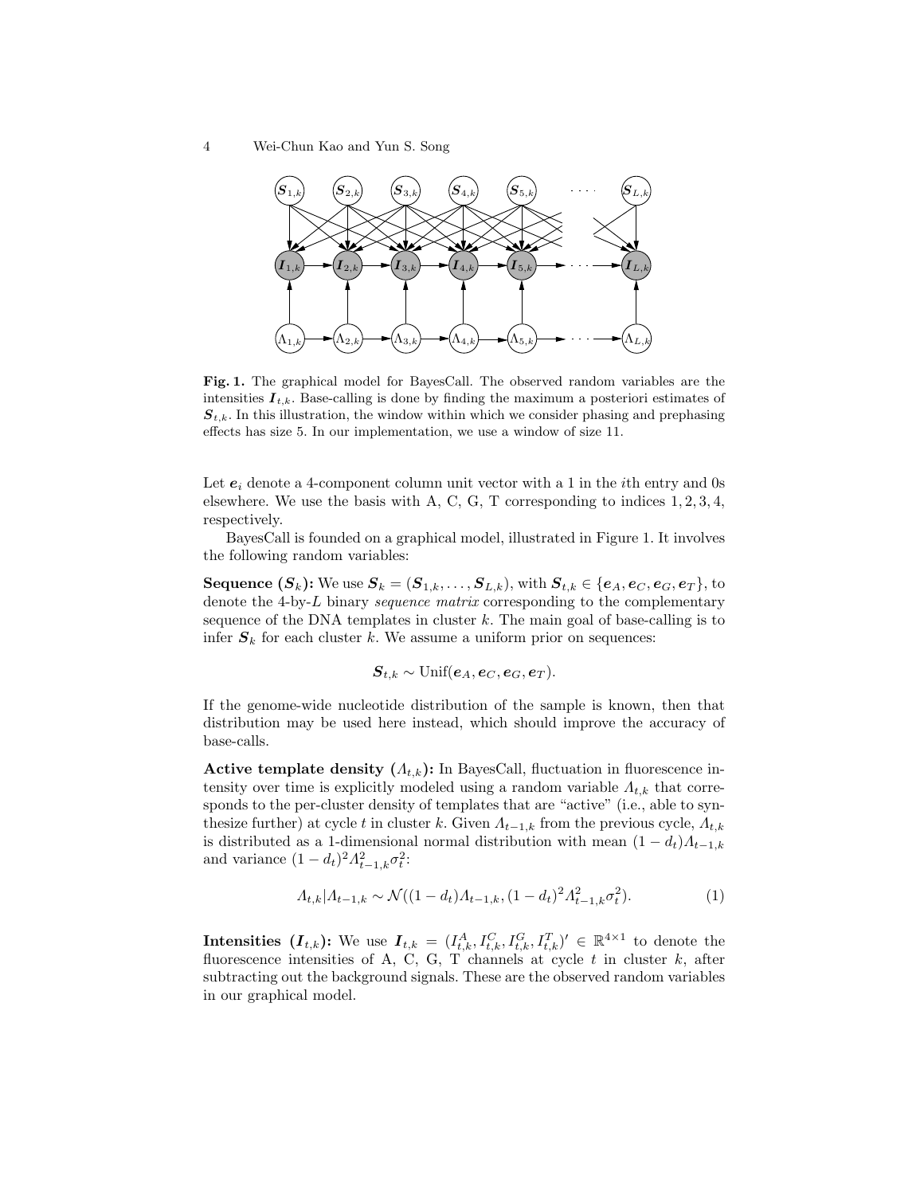**Fig. 1.** The graphical model for BayesCall. The observed random variables are the intensities $\boldsymbol{I}_{t,k}$. Base-calling is done by finding the maximum a posteriori estimates of $\boldsymbol{S}_{t,k}$. In this illustration, the window within which we consider phasing and prephasing effects has size 5. In our implementation, we use a window of size 11.

Let $\boldsymbol{e}_i$ denote a 4-component column unit vector with a 1 in the $i$th entry and 0s elsewhere. We use the basis with A, C, G, T corresponding to indices $1, 2, 3, 4$, respectively.

BayesCall is founded on a graphical model, illustrated in Figure 1. It involves the following random variables:

**Sequence ($\boldsymbol{S}_k$):** We use $\boldsymbol{S}_k = (\boldsymbol{S}_{1,k}, \ldots, \boldsymbol{S}_{L,k})$, with $\boldsymbol{S}_{t,k} \in \{\boldsymbol{e}_A, \boldsymbol{e}_C, \boldsymbol{e}_G, \boldsymbol{e}_T\}$, to denote the 4-by-$L$ binary *sequence matrix* corresponding to the complementary sequence of the DNA templates in cluster $k$. The main goal of base-calling is to infer $\boldsymbol{S}_k$ for each cluster $k$. We assume a uniform prior on sequences:

$$\boldsymbol{S}_{t,k} \sim \text{Unif}(\boldsymbol{e}_A, \boldsymbol{e}_C, \boldsymbol{e}_G, \boldsymbol{e}_T).$$

If the genome-wide nucleotide distribution of the sample is known, then that distribution may be used here instead, which should improve the accuracy of base-calls.

**Active template density ($\Lambda_{t,k}$):** In BayesCall, fluctuation in fluorescence intensity over time is explicitly modeled using a random variable $\Lambda_{t,k}$ that corresponds to the per-cluster density of templates that are "active" (i.e., able to synthesize further) at cycle $t$ in cluster $k$. Given $\Lambda_{t-1,k}$ from the previous cycle, $\Lambda_{t,k}$ is distributed as a 1-dimensional normal distribution with mean $(1 - d_t)\Lambda_{t-1,k}$ and variance $(1 - d_t)^2 \Lambda_{t-1,k}^2 \sigma_t^2$:

$$\Lambda_{t,k} | \Lambda_{t-1,k} \sim \mathcal{N}((1 - d_t)\Lambda_{t-1,k}, (1 - d_t)^2 \Lambda_{t-1,k}^2 \sigma_t^2). \tag{1}$$

**Intensities ($\boldsymbol{I}_{t,k}$):** We use $\boldsymbol{I}_{t,k} = (I_{t,k}^A, I_{t,k}^C, I_{t,k}^G, I_{t,k}^T)' \in \mathbb{R}^{4 \times 1}$ to denote the fluorescence intensities of A, C, G, T channels at cycle $t$ in cluster $k$, after subtracting out the background signals. These are the observed random variables in our graphical model.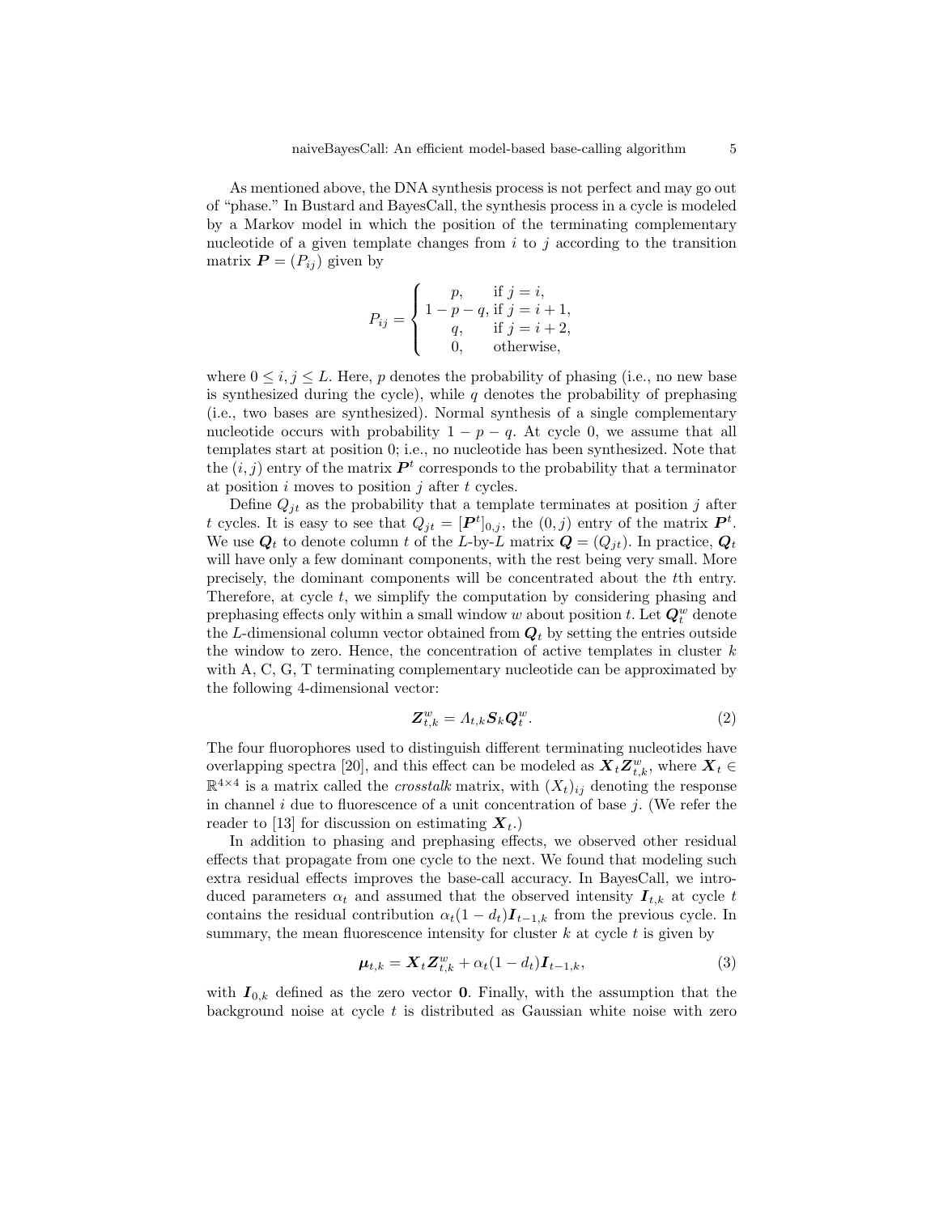As mentioned above, the DNA synthesis process is not perfect and may go out of "phase." In Bustard and BayesCall, the synthesis process in a cycle is modeled by a Markov model in which the position of the terminating complementary nucleotide of a given template changes from $i$ to $j$ according to the transition matrix $\boldsymbol{P} = (P_{ij})$ given by

$$P_{ij} = \begin{cases} p, & \text{if } j = i, \\ 1 - p - q, & \text{if } j = i + 1, \\ q, & \text{if } j = i + 2, \\ 0, & \text{otherwise,} \end{cases}$$

where $0 \leq i, j \leq L$. Here, $p$ denotes the probability of phasing (i.e., no new base is synthesized during the cycle), while $q$ denotes the probability of prephasing (i.e., two bases are synthesized). Normal synthesis of a single complementary nucleotide occurs with probability $1 - p - q$. At cycle 0, we assume that all templates start at position 0; i.e., no nucleotide has been synthesized. Note that the $(i, j)$ entry of the matrix $\boldsymbol{P}^t$ corresponds to the probability that a terminator at position $i$ moves to position $j$ after $t$ cycles.

Define $Q_{jt}$ as the probability that a template terminates at position $j$ after $t$ cycles. It is easy to see that $Q_{jt} = [\boldsymbol{P}^t]_{0,j}$, the $(0, j)$ entry of the matrix $\boldsymbol{P}^t$. We use $\boldsymbol{Q}_t$ to denote column $t$ of the $L$-by-$L$ matrix $\boldsymbol{Q} = (Q_{jt})$. In practice, $\boldsymbol{Q}_t$ will have only a few dominant components, with the rest being very small. More precisely, the dominant components will be concentrated about the $t$th entry. Therefore, at cycle $t$, we simplify the computation by considering phasing and prephasing effects only within a small window $w$ about position $t$. Let $\boldsymbol{Q}_t^w$ denote the $L$-dimensional column vector obtained from $\boldsymbol{Q}_t$ by setting the entries outside the window to zero. Hence, the concentration of active templates in cluster $k$ with A, C, G, T terminating complementary nucleotide can be approximated by the following 4-dimensional vector:

$$\boldsymbol{Z}_{t,k}^w = \Lambda_{t,k} \boldsymbol{S}_k \boldsymbol{Q}_t^w. \tag{2}$$

The four fluorophores used to distinguish different terminating nucleotides have overlapping spectra [20], and this effect can be modeled as $\boldsymbol{X}_t \boldsymbol{Z}_{t,k}^w$, where $\boldsymbol{X}_t \in \mathbb{R}^{4 \times 4}$ is a matrix called the *crosstalk* matrix, with $(X_t)_{ij}$ denoting the response in channel $i$ due to fluorescence of a unit concentration of base $j$. (We refer the reader to [13] for discussion on estimating $\boldsymbol{X}_t$.)

In addition to phasing and prephasing effects, we observed other residual effects that propagate from one cycle to the next. We found that modeling such extra residual effects improves the base-call accuracy. In BayesCall, we introduced parameters $\alpha_t$ and assumed that the observed intensity $\boldsymbol{I}_{t,k}$ at cycle $t$ contains the residual contribution $\alpha_t(1 - d_t)\boldsymbol{I}_{t-1,k}$ from the previous cycle. In summary, the mean fluorescence intensity for cluster $k$ at cycle $t$ is given by

$$\boldsymbol{\mu}_{t,k} = \boldsymbol{X}_t \boldsymbol{Z}_{t,k}^w + \alpha_t(1 - d_t)\boldsymbol{I}_{t-1,k}, \tag{3}$$

with $\boldsymbol{I}_{0,k}$ defined as the zero vector $\boldsymbol{0}$. Finally, with the assumption that the background noise at cycle $t$ is distributed as Gaussian white noise with zero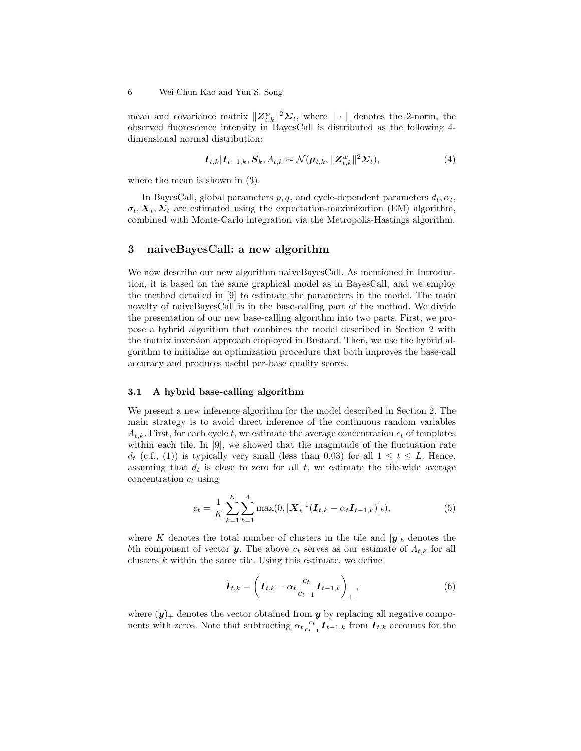mean and covariance matrix $\|\boldsymbol{Z}^w_{t,k}\|^2 \boldsymbol{\Sigma}_t$, where $\|\cdot\|$ denotes the 2-norm, the observed fluorescence intensity in BayesCall is distributed as the following 4-dimensional normal distribution:

$$\boldsymbol{I}_{t,k} | \boldsymbol{I}_{t-1,k}, \boldsymbol{S}_k, \Lambda_{t,k} \sim \mathcal{N}(\boldsymbol{\mu}_{t,k}, \|\boldsymbol{Z}^w_{t,k}\|^2 \boldsymbol{\Sigma}_t), \tag{4}$$

where the mean is shown in (3).

In BayesCall, global parameters $p, q$, and cycle-dependent parameters $d_t, \alpha_t, \sigma_t, \boldsymbol{X}_t, \boldsymbol{\Sigma}_t$ are estimated using the expectation-maximization (EM) algorithm, combined with Monte-Carlo integration via the Metropolis-Hastings algorithm.

## 3 naiveBayesCall: a new algorithm

We now describe our new algorithm naiveBayesCall. As mentioned in Introduction, it is based on the same graphical model as in BayesCall, and we employ the method detailed in [9] to estimate the parameters in the model. The main novelty of naiveBayesCall is in the base-calling part of the method. We divide the presentation of our new base-calling algorithm into two parts. First, we propose a hybrid algorithm that combines the model described in Section 2 with the matrix inversion approach employed in Bustard. Then, we use the hybrid algorithm to initialize an optimization procedure that both improves the base-call accuracy and produces useful per-base quality scores.

### 3.1 A hybrid base-calling algorithm

We present a new inference algorithm for the model described in Section 2. The main strategy is to avoid direct inference of the continuous random variables $\Lambda_{t,k}$. First, for each cycle $t$, we estimate the average concentration $c_t$ of templates within each tile. In [9], we showed that the magnitude of the fluctuation rate $d_t$ (c.f., (1)) is typically very small (less than 0.03) for all $1 \leq t \leq L$. Hence, assuming that $d_t$ is close to zero for all $t$, we estimate the tile-wide average concentration $c_t$ using

$$c_t = \frac{1}{K} \sum_{k=1}^{K} \sum_{b=1}^{4} \max(0, [\boldsymbol{X}_t^{-1}(\boldsymbol{I}_{t,k} - \alpha_t \boldsymbol{I}_{t-1,k})]_b), \tag{5}$$

where $K$ denotes the total number of clusters in the tile and $[\boldsymbol{y}]_b$ denotes the $b$th component of vector $\boldsymbol{y}$. The above $c_t$ serves as our estimate of $\Lambda_{t,k}$ for all clusters $k$ within the same tile. Using this estimate, we define

$$\tilde{\boldsymbol{I}}_{t,k} = \left( \boldsymbol{I}_{t,k} - \alpha_t \frac{c_t}{c_{t-1}} \boldsymbol{I}_{t-1,k} \right)_+, \tag{6}$$

where $(\boldsymbol{y})_+$ denotes the vector obtained from $\boldsymbol{y}$ by replacing all negative components with zeros. Note that subtracting $\alpha_t \frac{c_t}{c_{t-1}} \boldsymbol{I}_{t-1,k}$ from $\boldsymbol{I}_{t,k}$ accounts for the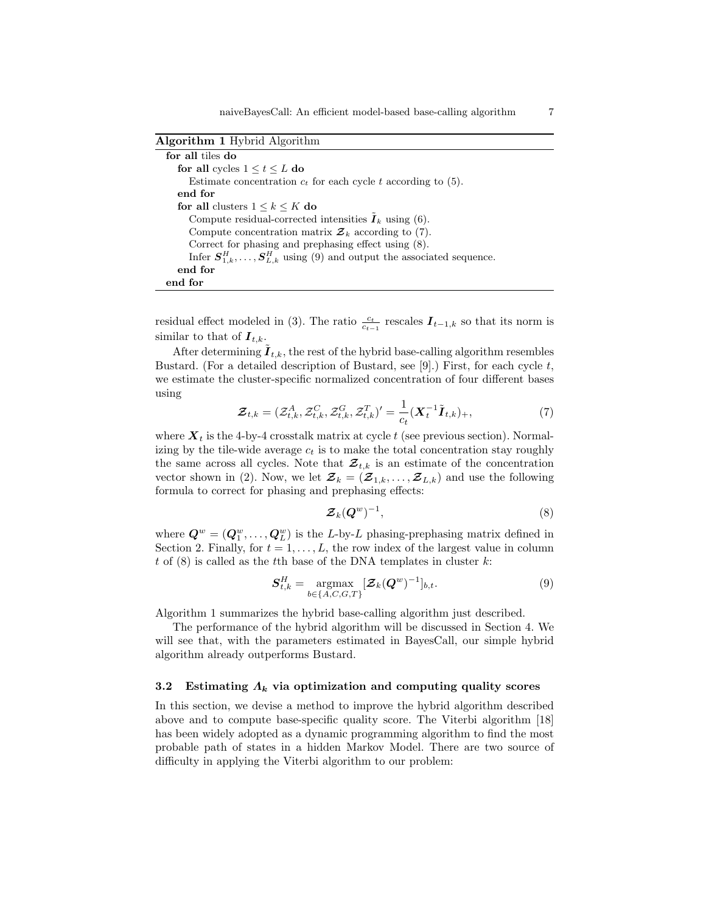**Algorithm 1** Hybrid Algorithm

```
for all tiles do
  for all cycles 1 ≤ t ≤ L do
    Estimate concentration c_t for each cycle t according to (5).
  end for
  for all clusters 1 ≤ k ≤ K do
    Compute residual-corrected intensities Ĩ_k using (6).
    Compute concentration matrix 𝓩_k according to (7).
    Correct for phasing and prephasing effect using (8).
    Infer S^H_{1,k}, ..., S^H_{L,k} using (9) and output the associated sequence.
  end for
end for
```

residual effect modeled in (3). The ratio $\frac{c_t}{c_{t-1}}$ rescales $\boldsymbol{I}_{t-1,k}$ so that its norm is similar to that of $\boldsymbol{I}_{t,k}$.

After determining $\tilde{\boldsymbol{I}}_{t,k}$, the rest of the hybrid base-calling algorithm resembles Bustard. (For a detailed description of Bustard, see [9].) First, for each cycle $t$, we estimate the cluster-specific normalized concentration of four different bases using

$$\boldsymbol{\mathcal{Z}}_{t,k} = (\mathcal{Z}^A_{t,k}, \mathcal{Z}^C_{t,k}, \mathcal{Z}^G_{t,k}, \mathcal{Z}^T_{t,k})' = \frac{1}{c_t}(\boldsymbol{X}_t^{-1}\tilde{\boldsymbol{I}}_{t,k})_+, \tag{7}$$

where $\boldsymbol{X}_t$ is the 4-by-4 crosstalk matrix at cycle $t$ (see previous section). Normalizing by the tile-wide average $c_t$ is to make the total concentration stay roughly the same across all cycles. Note that $\boldsymbol{\mathcal{Z}}_{t,k}$ is an estimate of the concentration vector shown in (2). Now, we let $\boldsymbol{\mathcal{Z}}_k = (\boldsymbol{\mathcal{Z}}_{1,k}, \ldots, \boldsymbol{\mathcal{Z}}_{L,k})$ and use the following formula to correct for phasing and prephasing effects:

$$\boldsymbol{\mathcal{Z}}_k(\boldsymbol{Q}^w)^{-1}, \tag{8}$$

where $\boldsymbol{Q}^w = (\boldsymbol{Q}^w_1, \ldots, \boldsymbol{Q}^w_L)$ is the $L$-by-$L$ phasing-prephasing matrix defined in Section 2. Finally, for $t = 1, \ldots, L$, the row index of the largest value in column $t$ of (8) is called as the $t$th base of the DNA templates in cluster $k$:

$$\boldsymbol{S}^H_{t,k} = \underset{b \in \{A,C,G,T\}}{\operatorname{argmax}} [\boldsymbol{\mathcal{Z}}_k(\boldsymbol{Q}^w)^{-1}]_{b,t}. \tag{9}$$

Algorithm 1 summarizes the hybrid base-calling algorithm just described.

The performance of the hybrid algorithm will be discussed in Section 4. We will see that, with the parameters estimated in BayesCall, our simple hybrid algorithm already outperforms Bustard.

### 3.2 Estimating $\boldsymbol{\Lambda}_k$ via optimization and computing quality scores

In this section, we devise a method to improve the hybrid algorithm described above and to compute base-specific quality score. The Viterbi algorithm [18] has been widely adopted as a dynamic programming algorithm to find the most probable path of states in a hidden Markov Model. There are two source of difficulty in applying the Viterbi algorithm to our problem: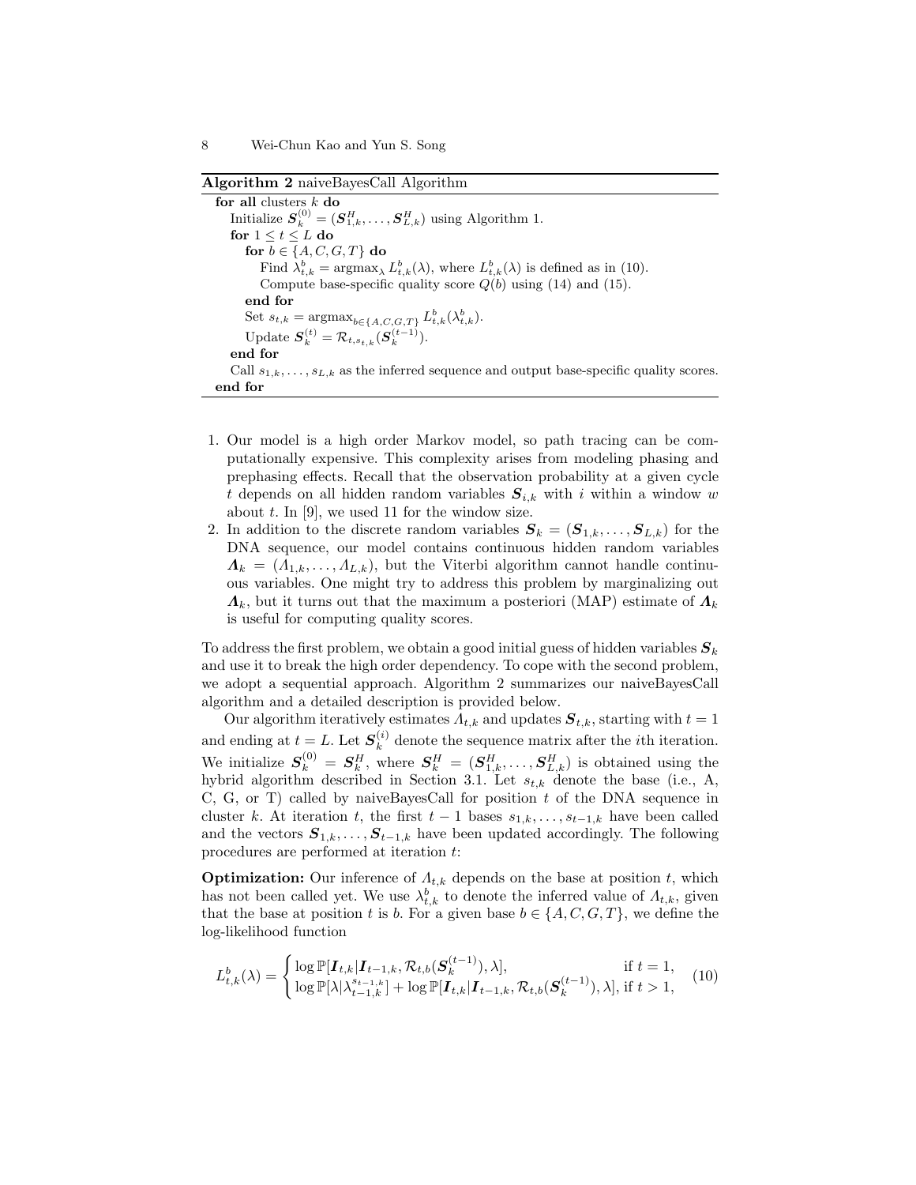**Algorithm 2** naiveBayesCall Algorithm

---

**for all** clusters $k$ **do**
  Initialize $\boldsymbol{S}_k^{(0)} = (\boldsymbol{S}_{1,k}^H, \ldots, \boldsymbol{S}_{L,k}^H)$ using Algorithm 1.
  **for** $1 \le t \le L$ **do**
    **for** $b \in \{A, C, G, T\}$ **do**
      Find $\lambda_{t,k}^b = \text{argmax}_\lambda L_{t,k}^b(\lambda)$, where $L_{t,k}^b(\lambda)$ is defined as in (10).
      Compute base-specific quality score $Q(b)$ using (14) and (15).
    **end for**
    Set $s_{t,k} = \text{argmax}_{b \in \{A,C,G,T\}} L_{t,k}^b(\lambda_{t,k}^b)$.
    Update $\boldsymbol{S}_k^{(t)} = \mathcal{R}_{t,s_{t,k}}(\boldsymbol{S}_k^{(t-1)})$.
  **end for**
  Call $s_{1,k}, \ldots, s_{L,k}$ as the inferred sequence and output base-specific quality scores.
**end for**

---

1. Our model is a high order Markov model, so path tracing can be computationally expensive. This complexity arises from modeling phasing and prephasing effects. Recall that the observation probability at a given cycle $t$ depends on all hidden random variables $\boldsymbol{S}_{i,k}$ with $i$ within a window $w$ about $t$. In [9], we used 11 for the window size.
2. In addition to the discrete random variables $\boldsymbol{S}_k = (\boldsymbol{S}_{1,k}, \ldots, \boldsymbol{S}_{L,k})$ for the DNA sequence, our model contains continuous hidden random variables $\boldsymbol{\Lambda}_k = (\Lambda_{1,k}, \ldots, \Lambda_{L,k})$, but the Viterbi algorithm cannot handle continuous variables. One might try to address this problem by marginalizing out $\boldsymbol{\Lambda}_k$, but it turns out that the maximum a posteriori (MAP) estimate of $\boldsymbol{\Lambda}_k$ is useful for computing quality scores.

To address the first problem, we obtain a good initial guess of hidden variables $\boldsymbol{S}_k$ and use it to break the high order dependency. To cope with the second problem, we adopt a sequential approach. Algorithm 2 summarizes our naiveBayesCall algorithm and a detailed description is provided below.

Our algorithm iteratively estimates $\Lambda_{t,k}$ and updates $\boldsymbol{S}_{t,k}$, starting with $t = 1$ and ending at $t = L$. Let $\boldsymbol{S}_k^{(i)}$ denote the sequence matrix after the $i$th iteration. We initialize $\boldsymbol{S}_k^{(0)} = \boldsymbol{S}_k^H$, where $\boldsymbol{S}_k^H = (\boldsymbol{S}_{1,k}^H, \ldots, \boldsymbol{S}_{L,k}^H)$ is obtained using the hybrid algorithm described in Section 3.1. Let $s_{t,k}$ denote the base (i.e., A, C, G, or T) called by naiveBayesCall for position $t$ of the DNA sequence in cluster $k$. At iteration $t$, the first $t-1$ bases $s_{1,k}, \ldots, s_{t-1,k}$ have been called and the vectors $\boldsymbol{S}_{1,k}, \ldots, \boldsymbol{S}_{t-1,k}$ have been updated accordingly. The following procedures are performed at iteration $t$:

**Optimization:** Our inference of $\Lambda_{t,k}$ depends on the base at position $t$, which has not been called yet. We use $\lambda_{t,k}^b$ to denote the inferred value of $\Lambda_{t,k}$, given that the base at position $t$ is $b$. For a given base $b \in \{A, C, G, T\}$, we define the log-likelihood function

$$L_{t,k}^b(\lambda) = \begin{cases} \log \mathbb{P}[\boldsymbol{I}_{t,k} | \boldsymbol{I}_{t-1,k}, \mathcal{R}_{t,b}(\boldsymbol{S}_k^{(t-1)}), \lambda], & \text{if } t = 1, \\ \log \mathbb{P}[\lambda | \lambda_{t-1,k}^{s_{t-1,k}}] + \log \mathbb{P}[\boldsymbol{I}_{t,k} | \boldsymbol{I}_{t-1,k}, \mathcal{R}_{t,b}(\boldsymbol{S}_k^{(t-1)}), \lambda], & \text{if } t > 1, \end{cases} \tag{10}$$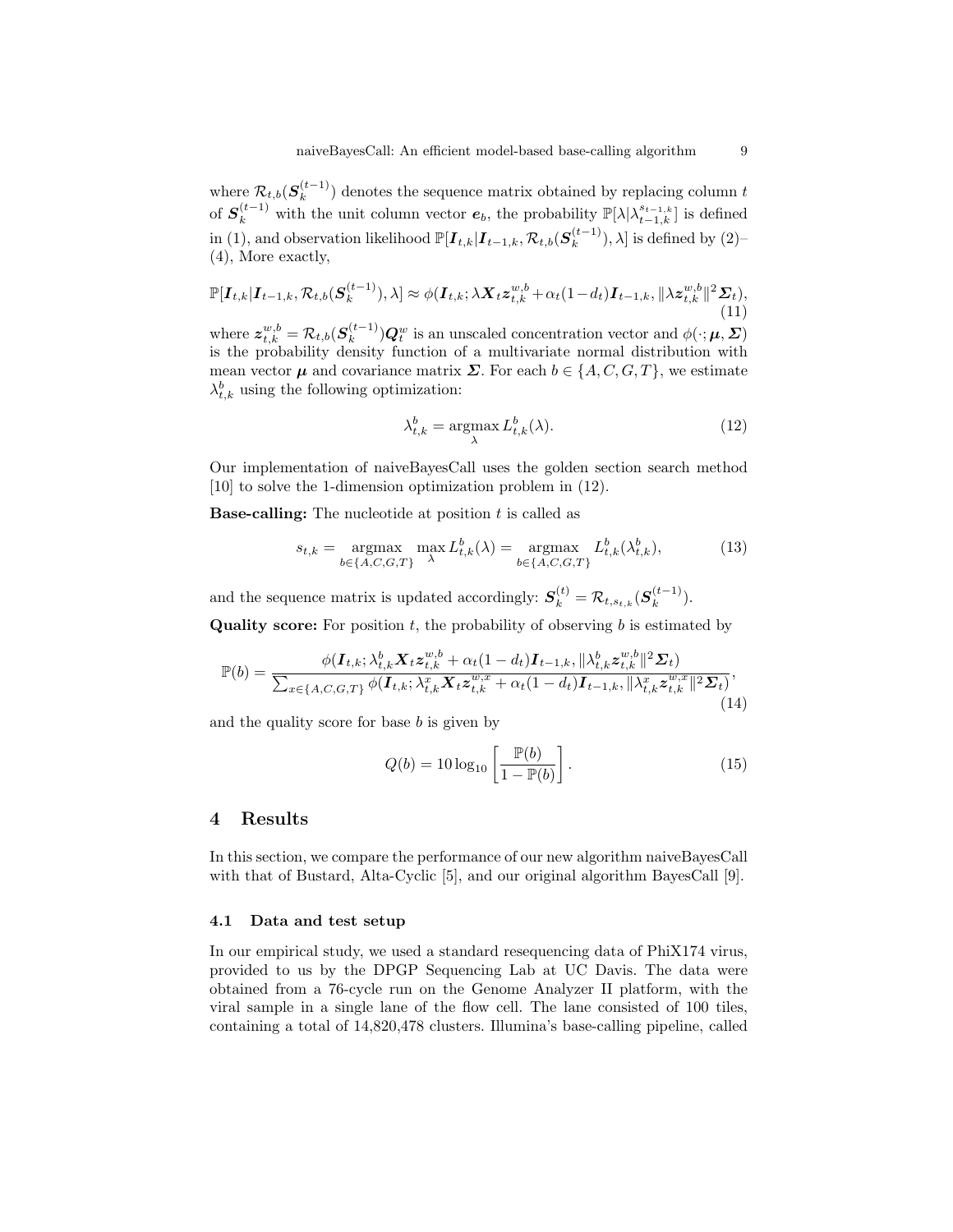where $\mathcal{R}_{t,b}(\boldsymbol{S}_k^{(t-1)})$ denotes the sequence matrix obtained by replacing column $t$ of $\boldsymbol{S}_k^{(t-1)}$ with the unit column vector $\boldsymbol{e}_b$, the probability $\mathbb{P}[\lambda|\lambda_{t-1,k}^{s_{t-1,k}}]$ is defined in (1), and observation likelihood $\mathbb{P}[\boldsymbol{I}_{t,k}|\boldsymbol{I}_{t-1,k}, \mathcal{R}_{t,b}(\boldsymbol{S}_k^{(t-1)}), \lambda]$ is defined by (2)–(4), More exactly,

$$\mathbb{P}[\boldsymbol{I}_{t,k}|\boldsymbol{I}_{t-1,k}, \mathcal{R}_{t,b}(\boldsymbol{S}_k^{(t-1)}), \lambda] \approx \phi(\boldsymbol{I}_{t,k}; \lambda \boldsymbol{X}_t \boldsymbol{z}_{t,k}^{w,b} + \alpha_t(1-d_t)\boldsymbol{I}_{t-1,k}, \|\lambda \boldsymbol{z}_{t,k}^{w,b}\|^2 \boldsymbol{\Sigma}_t), \tag{11}$$

where $\boldsymbol{z}_{t,k}^{w,b} = \mathcal{R}_{t,b}(\boldsymbol{S}_k^{(t-1)})\boldsymbol{Q}_t^w$ is an unscaled concentration vector and $\phi(\cdot; \boldsymbol{\mu}, \boldsymbol{\Sigma})$ is the probability density function of a multivariate normal distribution with mean vector $\boldsymbol{\mu}$ and covariance matrix $\boldsymbol{\Sigma}$. For each $b \in \{A, C, G, T\}$, we estimate $\lambda_{t,k}^b$ using the following optimization:

$$\lambda_{t,k}^b = \operatorname*{argmax}_{\lambda} L_{t,k}^b(\lambda). \tag{12}$$

Our implementation of naiveBayesCall uses the golden section search method [10] to solve the 1-dimension optimization problem in (12).

**Base-calling:** The nucleotide at position $t$ is called as

$$s_{t,k} = \operatorname*{argmax}_{b \in \{A,C,G,T\}} \max_{\lambda} L_{t,k}^b(\lambda) = \operatorname*{argmax}_{b \in \{A,C,G,T\}} L_{t,k}^b(\lambda_{t,k}^b), \tag{13}$$

and the sequence matrix is updated accordingly: $\boldsymbol{S}_k^{(t)} = \mathcal{R}_{t,s_{t,k}}(\boldsymbol{S}_k^{(t-1)})$.

**Quality score:** For position $t$, the probability of observing $b$ is estimated by

$$\mathbb{P}(b) = \frac{\phi(\boldsymbol{I}_{t,k}; \lambda_{t,k}^b \boldsymbol{X}_t \boldsymbol{z}_{t,k}^{w,b} + \alpha_t(1-d_t)\boldsymbol{I}_{t-1,k}, \|\lambda_{t,k}^b \boldsymbol{z}_{t,k}^{w,b}\|^2 \boldsymbol{\Sigma}_t)}{\sum_{x \in \{A,C,G,T\}} \phi(\boldsymbol{I}_{t,k}; \lambda_{t,k}^x \boldsymbol{X}_t \boldsymbol{z}_{t,k}^{w,x} + \alpha_t(1-d_t)\boldsymbol{I}_{t-1,k}, \|\lambda_{t,k}^x \boldsymbol{z}_{t,k}^{w,x}\|^2 \boldsymbol{\Sigma}_t)}, \tag{14}$$

and the quality score for base $b$ is given by

$$Q(b) = 10 \log_{10} \left[ \frac{\mathbb{P}(b)}{1 - \mathbb{P}(b)} \right]. \tag{15}$$

## 4 Results

In this section, we compare the performance of our new algorithm naiveBayesCall with that of Bustard, Alta-Cyclic [5], and our original algorithm BayesCall [9].

### 4.1 Data and test setup

In our empirical study, we used a standard resequencing data of PhiX174 virus, provided to us by the DPGP Sequencing Lab at UC Davis. The data were obtained from a 76-cycle run on the Genome Analyzer II platform, with the viral sample in a single lane of the flow cell. The lane consisted of 100 tiles, containing a total of 14,820,478 clusters. Illumina's base-calling pipeline, called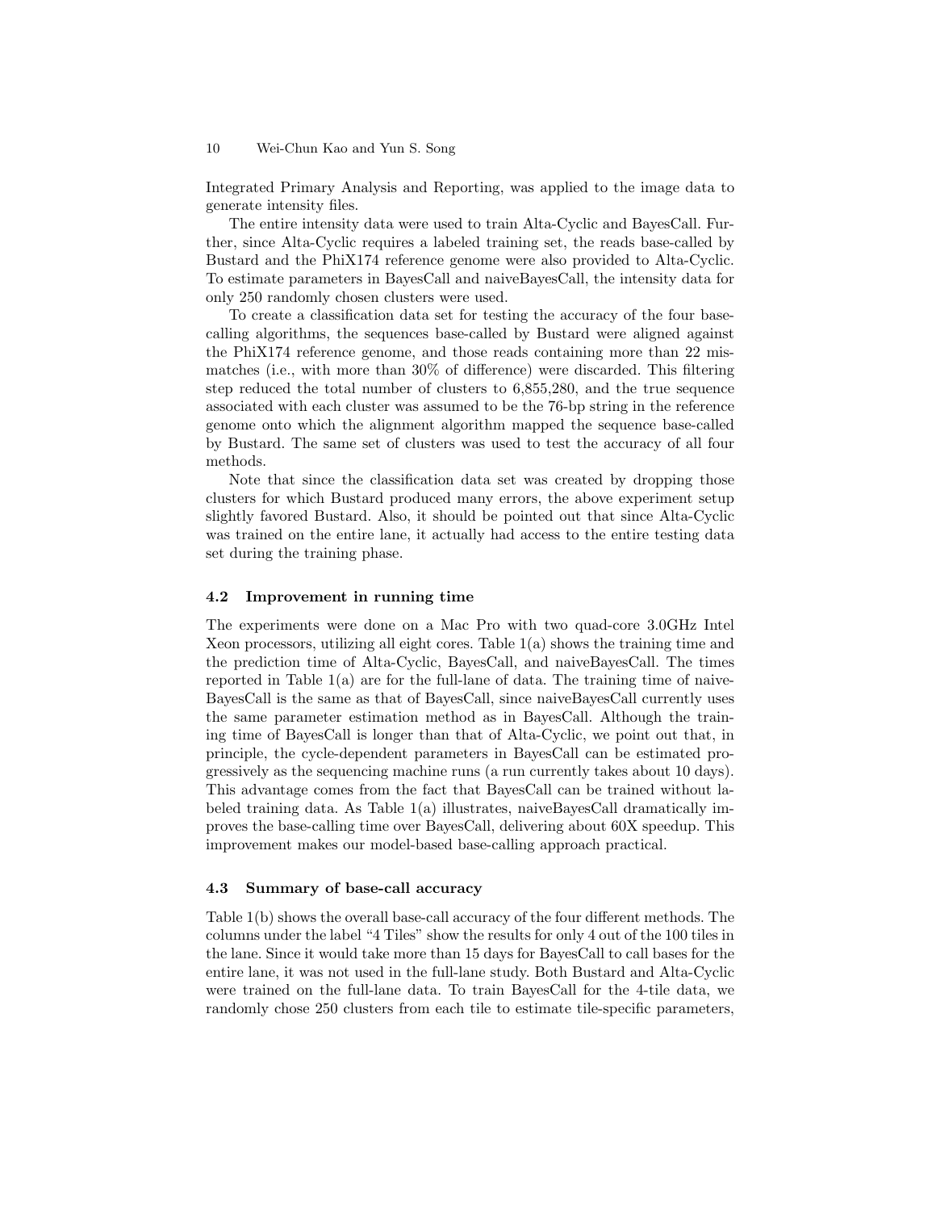Integrated Primary Analysis and Reporting, was applied to the image data to generate intensity files.

The entire intensity data were used to train Alta-Cyclic and BayesCall. Further, since Alta-Cyclic requires a labeled training set, the reads base-called by Bustard and the PhiX174 reference genome were also provided to Alta-Cyclic. To estimate parameters in BayesCall and naiveBayesCall, the intensity data for only 250 randomly chosen clusters were used.

To create a classification data set for testing the accuracy of the four base-calling algorithms, the sequences base-called by Bustard were aligned against the PhiX174 reference genome, and those reads containing more than 22 mismatches (i.e., with more than 30% of difference) were discarded. This filtering step reduced the total number of clusters to 6,855,280, and the true sequence associated with each cluster was assumed to be the 76-bp string in the reference genome onto which the alignment algorithm mapped the sequence base-called by Bustard. The same set of clusters was used to test the accuracy of all four methods.

Note that since the classification data set was created by dropping those clusters for which Bustard produced many errors, the above experiment setup slightly favored Bustard. Also, it should be pointed out that since Alta-Cyclic was trained on the entire lane, it actually had access to the entire testing data set during the training phase.

### 4.2 Improvement in running time

The experiments were done on a Mac Pro with two quad-core 3.0GHz Intel Xeon processors, utilizing all eight cores. Table 1(a) shows the training time and the prediction time of Alta-Cyclic, BayesCall, and naiveBayesCall. The times reported in Table 1(a) are for the full-lane of data. The training time of naiveBayesCall is the same as that of BayesCall, since naiveBayesCall currently uses the same parameter estimation method as in BayesCall. Although the training time of BayesCall is longer than that of Alta-Cyclic, we point out that, in principle, the cycle-dependent parameters in BayesCall can be estimated progressively as the sequencing machine runs (a run currently takes about 10 days). This advantage comes from the fact that BayesCall can be trained without labeled training data. As Table 1(a) illustrates, naiveBayesCall dramatically improves the base-calling time over BayesCall, delivering about 60X speedup. This improvement makes our model-based base-calling approach practical.

### 4.3 Summary of base-call accuracy

Table 1(b) shows the overall base-call accuracy of the four different methods. The columns under the label "4 Tiles" show the results for only 4 out of the 100 tiles in the lane. Since it would take more than 15 days for BayesCall to call bases for the entire lane, it was not used in the full-lane study. Both Bustard and Alta-Cyclic were trained on the full-lane data. To train BayesCall for the 4-tile data, we randomly chose 250 clusters from each tile to estimate tile-specific parameters,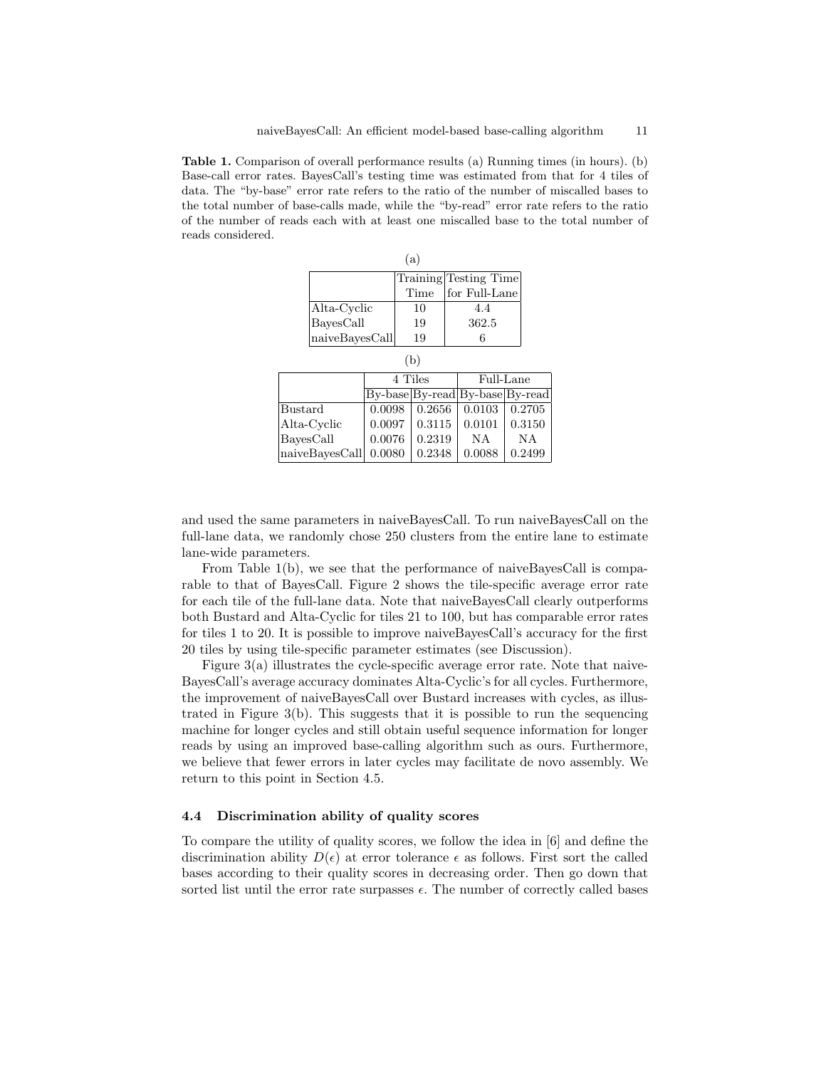**Table 1.** Comparison of overall performance results (a) Running times (in hours). (b) Base-call error rates. BayesCall's testing time was estimated from that for 4 tiles of data. The "by-base" error rate refers to the ratio of the number of miscalled bases to the total number of base-calls made, while the "by-read" error rate refers to the ratio of the number of reads each with at least one miscalled base to the total number of reads considered.

(a)

| | Training Time | Testing Time for Full-Lane |
|---|---|---|
| Alta-Cyclic | 10 | 4.4 |
| BayesCall | 19 | 362.5 |
| naiveBayesCall | 19 | 6 |

(b)

| | 4 Tiles | | Full-Lane | |
|---|---|---|---|---|
| | By-base | By-read | By-base | By-read |
| Bustard | 0.0098 | 0.2656 | 0.0103 | 0.2705 |
| Alta-Cyclic | 0.0097 | 0.3115 | 0.0101 | 0.3150 |
| BayesCall | 0.0076 | 0.2319 | NA | NA |
| naiveBayesCall | 0.0080 | 0.2348 | 0.0088 | 0.2499 |

and used the same parameters in naiveBayesCall. To run naiveBayesCall on the full-lane data, we randomly chose 250 clusters from the entire lane to estimate lane-wide parameters.

From Table 1(b), we see that the performance of naiveBayesCall is comparable to that of BayesCall. Figure 2 shows the tile-specific average error rate for each tile of the full-lane data. Note that naiveBayesCall clearly outperforms both Bustard and Alta-Cyclic for tiles 21 to 100, but has comparable error rates for tiles 1 to 20. It is possible to improve naiveBayesCall's accuracy for the first 20 tiles by using tile-specific parameter estimates (see Discussion).

Figure 3(a) illustrates the cycle-specific average error rate. Note that naiveBayesCall's average accuracy dominates Alta-Cyclic's for all cycles. Furthermore, the improvement of naiveBayesCall over Bustard increases with cycles, as illustrated in Figure 3(b). This suggests that it is possible to run the sequencing machine for longer cycles and still obtain useful sequence information for longer reads by using an improved base-calling algorithm such as ours. Furthermore, we believe that fewer errors in later cycles may facilitate de novo assembly. We return to this point in Section 4.5.

### 4.4 Discrimination ability of quality scores

To compare the utility of quality scores, we follow the idea in [6] and define the discrimination ability $D(\epsilon)$ at error tolerance $\epsilon$ as follows. First sort the called bases according to their quality scores in decreasing order. Then go down that sorted list until the error rate surpasses $\epsilon$. The number of correctly called bases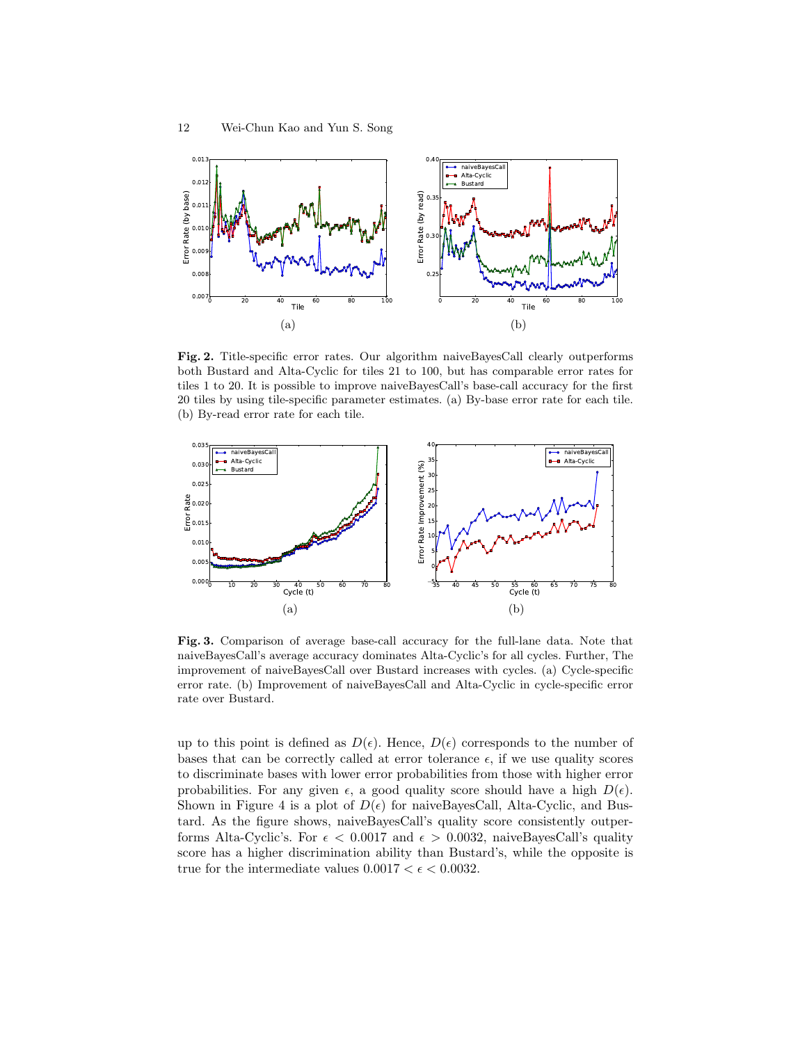**Fig. 2.** Title-specific error rates. Our algorithm naiveBayesCall clearly outperforms both Bustard and Alta-Cyclic for tiles 21 to 100, but has comparable error rates for tiles 1 to 20. It is possible to improve naiveBayesCall's base-call accuracy for the first 20 tiles by using tile-specific parameter estimates. (a) By-base error rate for each tile. (b) By-read error rate for each tile.

**Fig. 3.** Comparison of average base-call accuracy for the full-lane data. Note that naiveBayesCall's average accuracy dominates Alta-Cyclic's for all cycles. Further, The improvement of naiveBayesCall over Bustard increases with cycles. (a) Cycle-specific error rate. (b) Improvement of naiveBayesCall and Alta-Cyclic in cycle-specific error rate over Bustard.

up to this point is defined as $D(\epsilon)$. Hence, $D(\epsilon)$ corresponds to the number of bases that can be correctly called at error tolerance $\epsilon$, if we use quality scores to discriminate bases with lower error probabilities from those with higher error probabilities. For any given $\epsilon$, a good quality score should have a high $D(\epsilon)$. Shown in Figure 4 is a plot of $D(\epsilon)$ for naiveBayesCall, Alta-Cyclic, and Bustard. As the figure shows, naiveBayesCall's quality score consistently outperforms Alta-Cyclic's. For $\epsilon < 0.0017$ and $\epsilon > 0.0032$, naiveBayesCall's quality score has a higher discrimination ability than Bustard's, while the opposite is true for the intermediate values $0.0017 < \epsilon < 0.0032$.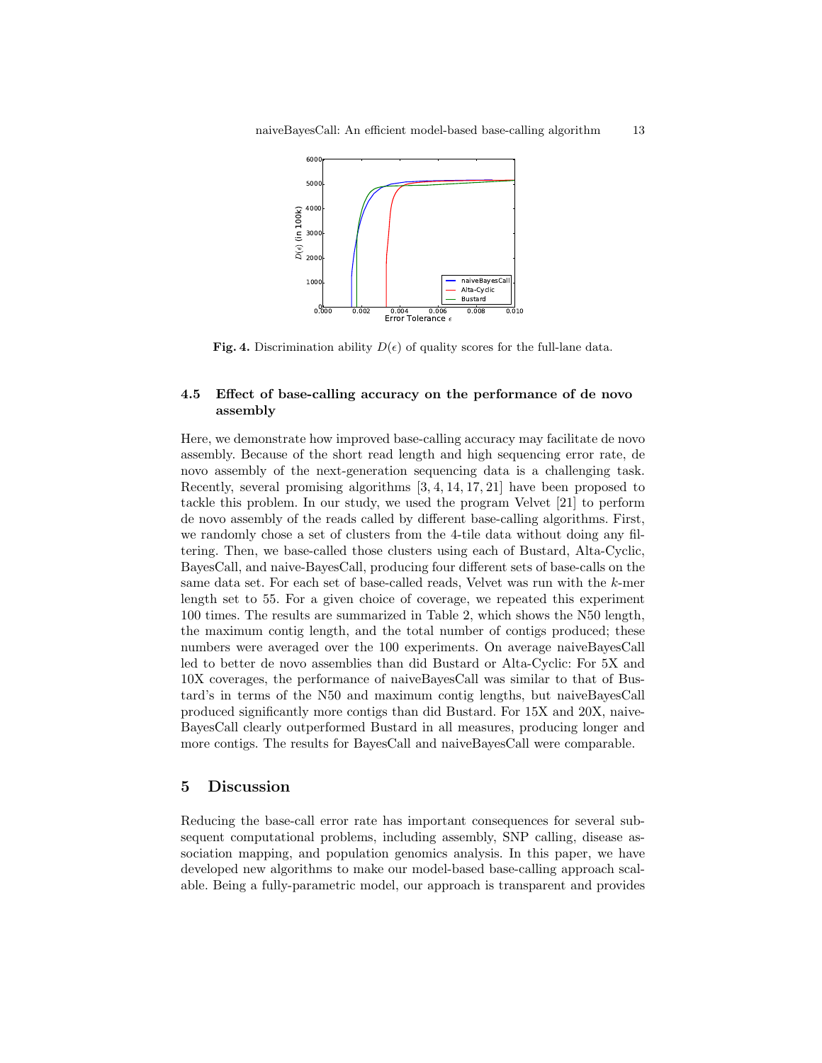**Fig. 4.** Discrimination ability $D(\epsilon)$ of quality scores for the full-lane data.

### 4.5 Effect of base-calling accuracy on the performance of de novo assembly

Here, we demonstrate how improved base-calling accuracy may facilitate de novo assembly. Because of the short read length and high sequencing error rate, de novo assembly of the next-generation sequencing data is a challenging task. Recently, several promising algorithms [3, 4, 14, 17, 21] have been proposed to tackle this problem. In our study, we used the program Velvet [21] to perform de novo assembly of the reads called by different base-calling algorithms. First, we randomly chose a set of clusters from the 4-tile data without doing any filtering. Then, we base-called those clusters using each of Bustard, Alta-Cyclic, BayesCall, and naive-BayesCall, producing four different sets of base-calls on the same data set. For each set of base-called reads, Velvet was run with the $k$-mer length set to 55. For a given choice of coverage, we repeated this experiment 100 times. The results are summarized in Table 2, which shows the N50 length, the maximum contig length, and the total number of contigs produced; these numbers were averaged over the 100 experiments. On average naiveBayesCall led to better de novo assemblies than did Bustard or Alta-Cyclic: For 5X and 10X coverages, the performance of naiveBayesCall was similar to that of Bustard's in terms of the N50 and maximum contig lengths, but naiveBayesCall produced significantly more contigs than did Bustard. For 15X and 20X, naive-BayesCall clearly outperformed Bustard in all measures, producing longer and more contigs. The results for BayesCall and naiveBayesCall were comparable.

## 5 Discussion

Reducing the base-call error rate has important consequences for several subsequent computational problems, including assembly, SNP calling, disease association mapping, and population genomics analysis. In this paper, we have developed new algorithms to make our model-based base-calling approach scalable. Being a fully-parametric model, our approach is transparent and provides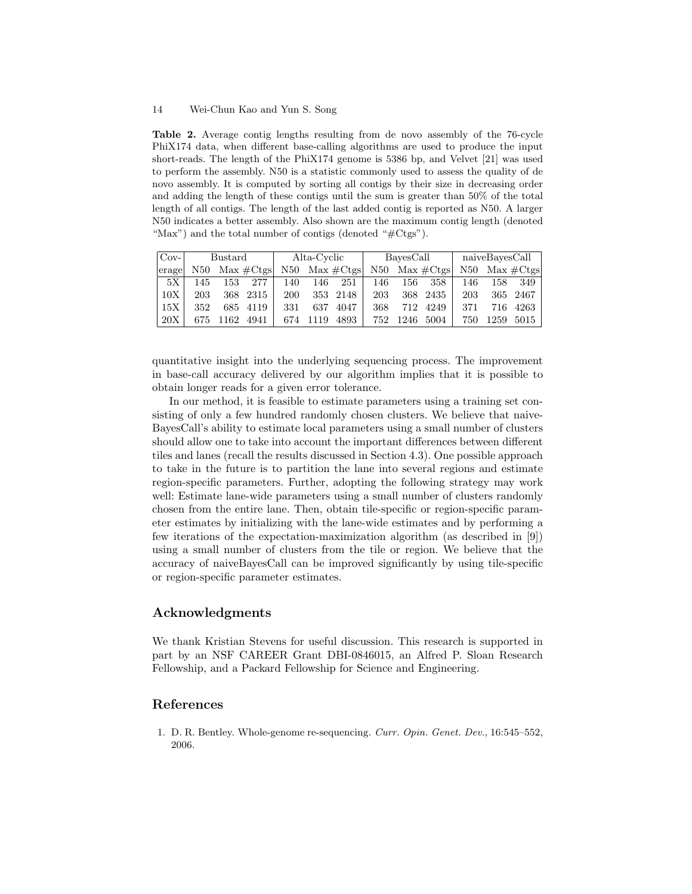**Table 2.** Average contig lengths resulting from de novo assembly of the 76-cycle PhiX174 data, when different base-calling algorithms are used to produce the input short-reads. The length of the PhiX174 genome is 5386 bp, and Velvet [21] was used to perform the assembly. N50 is a statistic commonly used to assess the quality of de novo assembly. It is computed by sorting all contigs by their size in decreasing order and adding the length of these contigs until the sum is greater than 50% of the total length of all contigs. The length of the last added contig is reported as N50. A larger N50 indicates a better assembly. Also shown are the maximum contig length (denoted "Max") and the total number of contigs (denoted "#Ctgs").

| Cov- | Bustard | | | Alta-Cyclic | | | BayesCall | | | naiveBayesCall | | |
|---|---|---|---|---|---|---|---|---|---|---|---|---|
| erage | N50 | Max | #Ctgs | N50 | Max | #Ctgs | N50 | Max | #Ctgs | N50 | Max | #Ctgs |
| 5X | 145 | 153 | 277 | 140 | 146 | 251 | 146 | 156 | 358 | 146 | 158 | 349 |
| 10X | 203 | 368 | 2315 | 200 | 353 | 2148 | 203 | 368 | 2435 | 203 | 365 | 2467 |
| 15X | 352 | 685 | 4119 | 331 | 637 | 4047 | 368 | 712 | 4249 | 371 | 716 | 4263 |
| 20X | 675 | 1162 | 4941 | 674 | 1119 | 4893 | 752 | 1246 | 5004 | 750 | 1259 | 5015 |

quantitative insight into the underlying sequencing process. The improvement in base-call accuracy delivered by our algorithm implies that it is possible to obtain longer reads for a given error tolerance.

In our method, it is feasible to estimate parameters using a training set consisting of only a few hundred randomly chosen clusters. We believe that naiveBayesCall's ability to estimate local parameters using a small number of clusters should allow one to take into account the important differences between different tiles and lanes (recall the results discussed in Section 4.3). One possible approach to take in the future is to partition the lane into several regions and estimate region-specific parameters. Further, adopting the following strategy may work well: Estimate lane-wide parameters using a small number of clusters randomly chosen from the entire lane. Then, obtain tile-specific or region-specific parameter estimates by initializing with the lane-wide estimates and by performing a few iterations of the expectation-maximization algorithm (as described in [9]) using a small number of clusters from the tile or region. We believe that the accuracy of naiveBayesCall can be improved significantly by using tile-specific or region-specific parameter estimates.

## Acknowledgments

We thank Kristian Stevens for useful discussion. This research is supported in part by an NSF CAREER Grant DBI-0846015, an Alfred P. Sloan Research Fellowship, and a Packard Fellowship for Science and Engineering.

## References

1. D. R. Bentley. Whole-genome re-sequencing. *Curr. Opin. Genet. Dev.*, 16:545–552, 2006.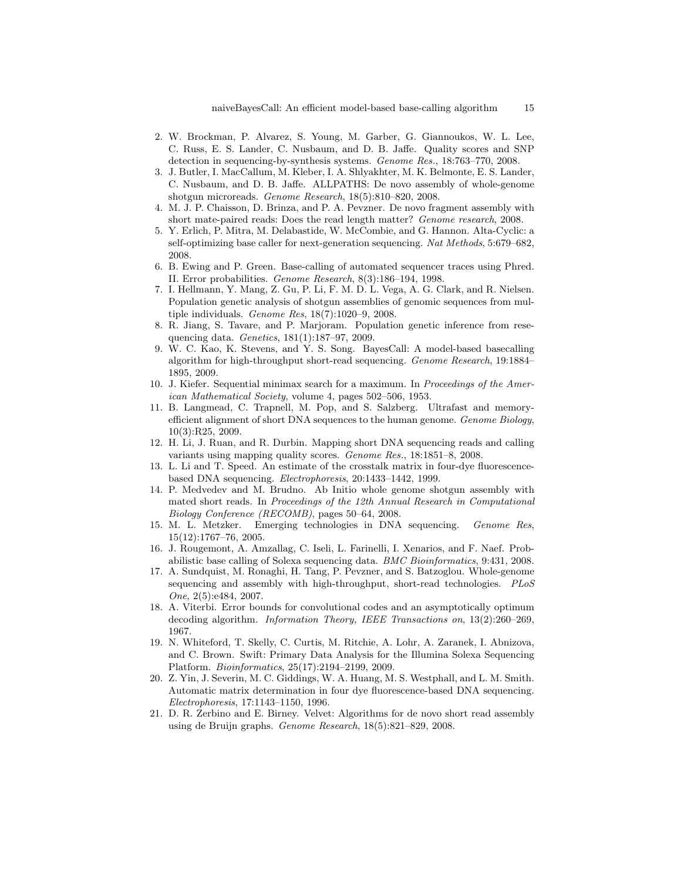2. W. Brockman, P. Alvarez, S. Young, M. Garber, G. Giannoukos, W. L. Lee, C. Russ, E. S. Lander, C. Nusbaum, and D. B. Jaffe. Quality scores and SNP detection in sequencing-by-synthesis systems. *Genome Res.*, 18:763–770, 2008.
3. J. Butler, I. MacCallum, M. Kleber, I. A. Shlyakhter, M. K. Belmonte, E. S. Lander, C. Nusbaum, and D. B. Jaffe. ALLPATHS: De novo assembly of whole-genome shotgun microreads. *Genome Research*, 18(5):810–820, 2008.
4. M. J. P. Chaisson, D. Brinza, and P. A. Pevzner. De novo fragment assembly with short mate-paired reads: Does the read length matter? *Genome research*, 2008.
5. Y. Erlich, P. Mitra, M. Delabastide, W. McCombie, and G. Hannon. Alta-Cyclic: a self-optimizing base caller for next-generation sequencing. *Nat Methods*, 5:679–682, 2008.
6. B. Ewing and P. Green. Base-calling of automated sequencer traces using Phred. II. Error probabilities. *Genome Research*, 8(3):186–194, 1998.
7. I. Hellmann, Y. Mang, Z. Gu, P. Li, F. M. D. L. Vega, A. G. Clark, and R. Nielsen. Population genetic analysis of shotgun assemblies of genomic sequences from multiple individuals. *Genome Res*, 18(7):1020–9, 2008.
8. R. Jiang, S. Tavare, and P. Marjoram. Population genetic inference from resequencing data. *Genetics*, 181(1):187–97, 2009.
9. W. C. Kao, K. Stevens, and Y. S. Song. BayesCall: A model-based basecalling algorithm for high-throughput short-read sequencing. *Genome Research*, 19:1884–1895, 2009.
10. J. Kiefer. Sequential minimax search for a maximum. In *Proceedings of the American Mathematical Society*, volume 4, pages 502–506, 1953.
11. B. Langmead, C. Trapnell, M. Pop, and S. Salzberg. Ultrafast and memory-efficient alignment of short DNA sequences to the human genome. *Genome Biology*, 10(3):R25, 2009.
12. H. Li, J. Ruan, and R. Durbin. Mapping short DNA sequencing reads and calling variants using mapping quality scores. *Genome Res.*, 18:1851–8, 2008.
13. L. Li and T. Speed. An estimate of the crosstalk matrix in four-dye fluorescence-based DNA sequencing. *Electrophoresis*, 20:1433–1442, 1999.
14. P. Medvedev and M. Brudno. Ab Initio whole genome shotgun assembly with mated short reads. In *Proceedings of the 12th Annual Research in Computational Biology Conference (RECOMB)*, pages 50–64, 2008.
15. M. L. Metzker. Emerging technologies in DNA sequencing. *Genome Res*, 15(12):1767–76, 2005.
16. J. Rougemont, A. Amzallag, C. Iseli, L. Farinelli, I. Xenarios, and F. Naef. Probabilistic base calling of Solexa sequencing data. *BMC Bioinformatics*, 9:431, 2008.
17. A. Sundquist, M. Ronaghi, H. Tang, P. Pevzner, and S. Batzoglou. Whole-genome sequencing and assembly with high-throughput, short-read technologies. *PLoS One*, 2(5):e484, 2007.
18. A. Viterbi. Error bounds for convolutional codes and an asymptotically optimum decoding algorithm. *Information Theory, IEEE Transactions on*, 13(2):260–269, 1967.
19. N. Whiteford, T. Skelly, C. Curtis, M. Ritchie, A. Lohr, A. Zaranek, I. Abnizova, and C. Brown. Swift: Primary Data Analysis for the Illumina Solexa Sequencing Platform. *Bioinformatics*, 25(17):2194–2199, 2009.
20. Z. Yin, J. Severin, M. C. Giddings, W. A. Huang, M. S. Westphall, and L. M. Smith. Automatic matrix determination in four dye fluorescence-based DNA sequencing. *Electrophoresis*, 17:1143–1150, 1996.
21. D. R. Zerbino and E. Birney. Velvet: Algorithms for de novo short read assembly using de Bruijn graphs. *Genome Research*, 18(5):821–829, 2008.